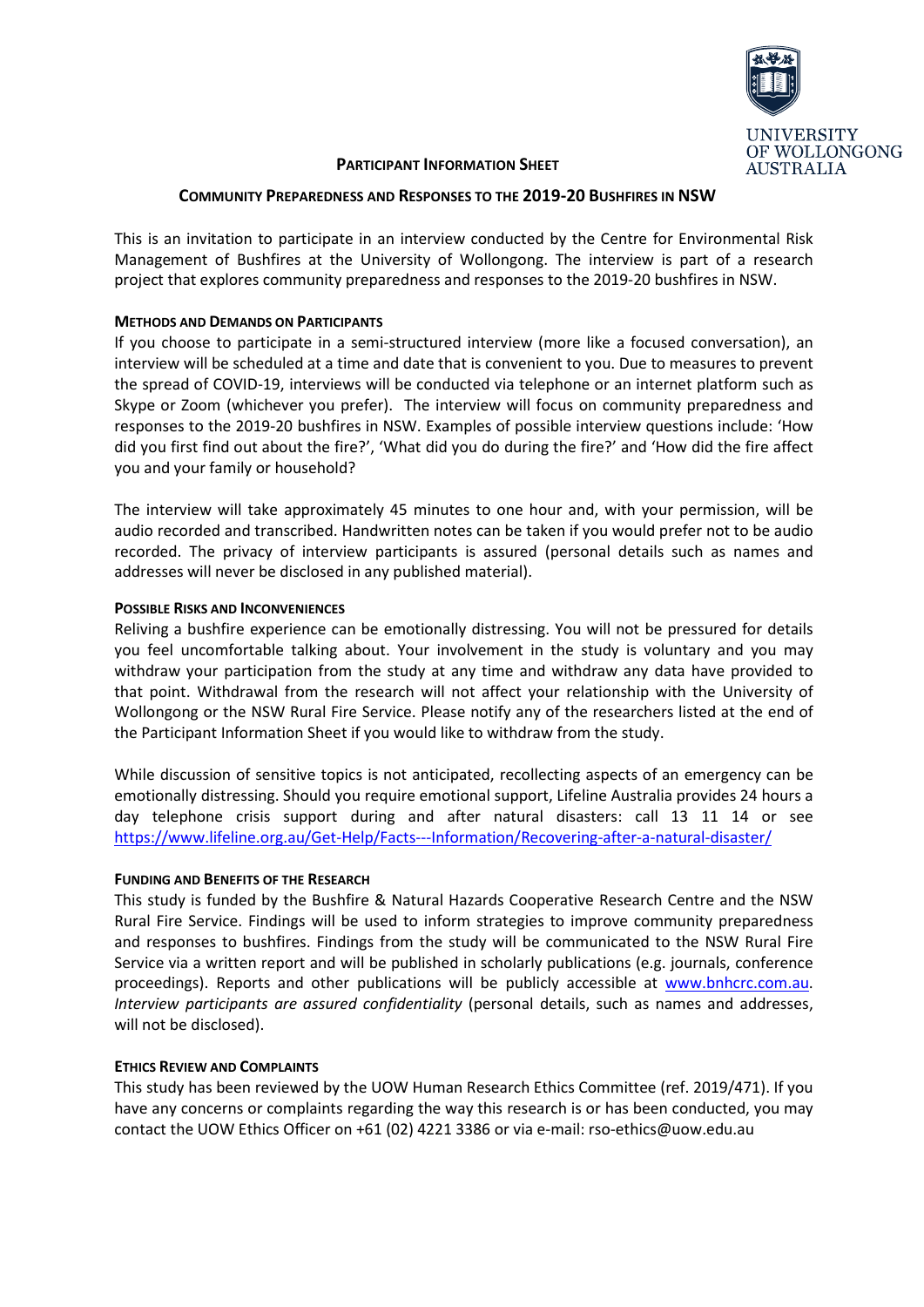UNIVERSITY OF WOLLONGONG AUSTRALIA

# PARTICIPANT INFORMATION SHEET

## COMMUNITY PREPAREDNESS AND RESPONSES TO THE 2019-20 BUSHFIRES IN NSW

This is an invitation to participate in an interview conducted by the Centre for Environmental Risk Management of Bushfires at the University of Wollongong. The interview is part of a research project that explores community preparedness and responses to the 2019-20 bushfires in NSW.

### METHODS AND DEMANDS ON PARTICIPANTS

If you choose to participate in a semi-structured interview (more like a focused conversation), an interview will be scheduled at a time and date that is convenient to you. Due to measures to prevent the spread of COVID-19, interviews will be conducted via telephone or an internet platform such as Skype or Zoom (whichever you prefer). The interview will focus on community preparedness and responses to the 2019-20 bushfires in NSW. Examples of possible interview questions include: 'How did you first find out about the fire?', 'What did you do during the fire?' and 'How did the fire affect you and your family or household?

The interview will take approximately 45 minutes to one hour and, with your permission, will be audio recorded and transcribed. Handwritten notes can be taken if you would prefer not to be audio recorded. The privacy of interview participants is assured (personal details such as names and addresses will never be disclosed in any published material).

### POSSIBLE RISKS AND INCONVENIENCES

Reliving a bushfire experience can be emotionally distressing. You will not be pressured for details you feel uncomfortable talking about. Your involvement in the study is voluntary and you may withdraw your participation from the study at any time and withdraw any data have provided to that point. Withdrawal from the research will not affect your relationship with the University of Wollongong or the NSW Rural Fire Service. Please notify any of the researchers listed at the end of the Participant Information Sheet if you would like to withdraw from the study.

While discussion of sensitive topics is not anticipated, recollecting aspects of an emergency can be emotionally distressing. Should you require emotional support, Lifeline Australia provides 24 hours a day telephone crisis support during and after natural disasters: call 13 11 14 or see https://www.lifeline.org.au/Get-Help/Facts---Information/Recovering-after-a-natural-disaster/

### FUNDING AND BENEFITS OF THE RESEARCH

This study is funded by the Bushfire & Natural Hazards Cooperative Research Centre and the NSW Rural Fire Service. Findings will be used to inform strategies to improve community preparedness and responses to bushfires. Findings from the study will be communicated to the NSW Rural Fire Service via a written report and will be published in scholarly publications (e.g. journals, conference proceedings). Reports and other publications will be publicly accessible at www.bnhcrc.com.au. *Interview participants are assured confidentiality* (personal details, such as names and addresses, will not be disclosed).

### ETHICS REVIEW AND COMPLAINTS

This study has been reviewed by the UOW Human Research Ethics Committee (ref. 2019/471). If you have any concerns or complaints regarding the way this research is or has been conducted, you may contact the UOW Ethics Officer on +61 (02) 4221 3386 or via e-mail: rso-ethics@uow.edu.au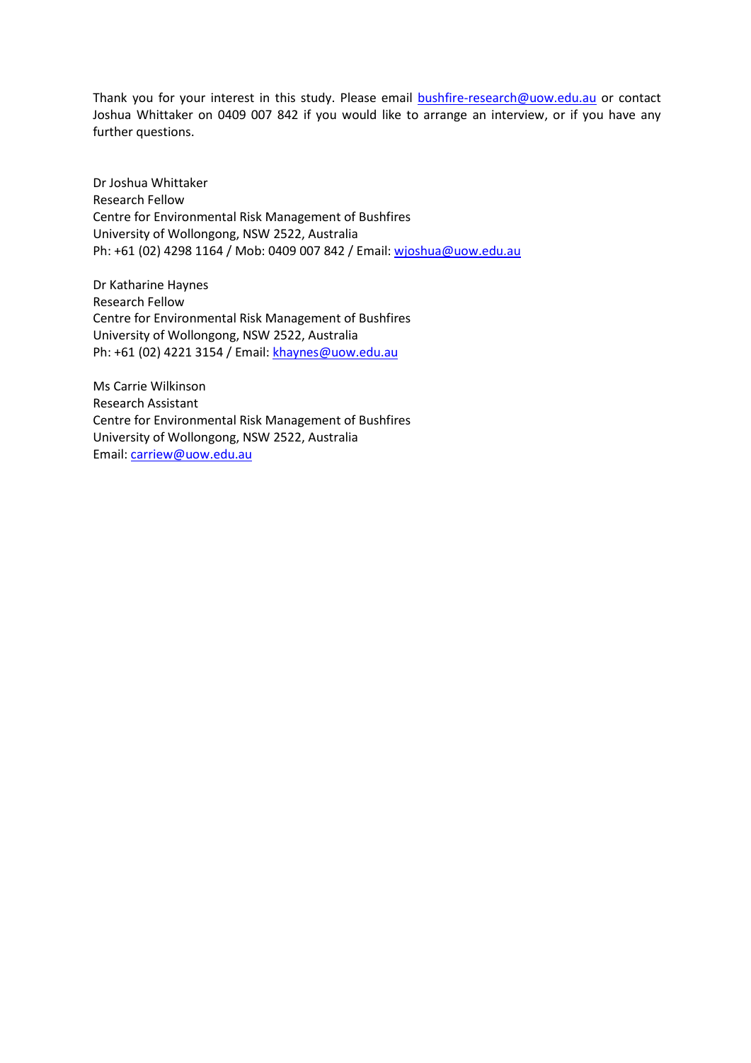Thank you for your interest in this study. Please email bushfire-research@uow.edu.au or contact Joshua Whittaker on 0409 007 842 if you would like to arrange an interview, or if you have any further questions.

Dr Joshua Whittaker  
Research Fellow  
Centre for Environmental Risk Management of Bushfires  
University of Wollongong, NSW 2522, Australia  
Ph: +61 (02) 4298 1164 / Mob: 0409 007 842 / Email: wjoshua@uow.edu.au

Dr Katharine Haynes  
Research Fellow  
Centre for Environmental Risk Management of Bushfires  
University of Wollongong, NSW 2522, Australia  
Ph: +61 (02) 4221 3154 / Email: khaynes@uow.edu.au

Ms Carrie Wilkinson  
Research Assistant  
Centre for Environmental Risk Management of Bushfires  
University of Wollongong, NSW 2522, Australia  
Email: carriew@uow.edu.au